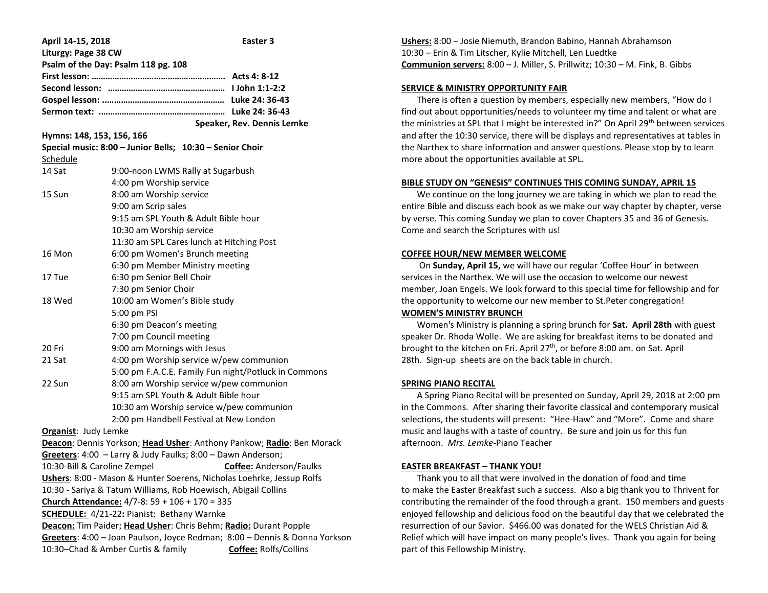**April 14-15, 2018 Easter 3**

**Liturgy: Page 38 CW**

**Psalm of the Day: Psalm 118 pg. 108**

**First lesson: ………………………………………………… Acts 4: 8-12**

**Second lesson: ………………………………………… I John 1:1-2:2**

**Gospel lesson: ………………………………………… Luke 24: 36-43**

**Sermon text: …………………………………………… Luke 24: 36-43**

**Speaker, Rev. Dennis Lemke**

**Hymns: 148, 153, 156, 166**

**Special music: 8:00 – Junior Bells; 10:30 – Senior Choir**

Schedule

| | |
|---|---|
| 14 Sat | 9:00-noon LWMS Rally at Sugarbush |
| | 4:00 pm Worship service |
| 15 Sun | 8:00 am Worship service |
| | 9:00 am Scrip sales |
| | 9:15 am SPL Youth & Adult Bible hour |
| | 10:30 am Worship service |
| | 11:30 am SPL Cares lunch at Hitching Post |
| 16 Mon | 6:00 pm Women's Brunch meeting |
| | 6:30 pm Member Ministry meeting |
| 17 Tue | 6:30 pm Senior Bell Choir |
| | 7:30 pm Senior Choir |
| 18 Wed | 10:00 am Women's Bible study |
| | 5:00 pm PSI |
| | 6:30 pm Deacon's meeting |
| | 7:00 pm Council meeting |
| 20 Fri | 9:00 am Mornings with Jesus |
| 21 Sat | 4:00 pm Worship service w/pew communion |
| | 5:00 pm F.A.C.E. Family Fun night/Potluck in Commons |
| 22 Sun | 8:00 am Worship service w/pew communion |
| | 9:15 am SPL Youth & Adult Bible hour |
| | 10:30 am Worship service w/pew communion |
| | 2:00 pm Handbell Festival at New London |

**Organist**: Judy Lemke

**Deacon**: Dennis Yorkson; **Head Usher**: Anthony Pankow; **Radio**: Ben Morack

**Greeters**: 4:00 – Larry & Judy Faulks; 8:00 – Dawn Anderson;
10:30-Bill & Caroline Zempel **Coffee:** Anderson/Faulks

**Ushers**: 8:00 - Mason & Hunter Soerens, Nicholas Loehrke, Jessup Rolfs
10:30 - Sariya & Tatum Williams, Rob Hoewisch, Abigail Collins

**Church Attendance:** 4/7-8: 59 + 106 + 170 = 335

**SCHEDULE:** 4/21-22**:** Pianist: Bethany Warnke

**Deacon:** Tim Paider; **Head Usher**: Chris Behm; **Radio:** Durant Popple

**Greeters**: 4:00 – Joan Paulson, Joyce Redman; 8:00 – Dennis & Donna Yorkson
10:30–Chad & Amber Curtis & family **Coffee:** Rolfs/Collins

**Ushers:** 8:00 – Josie Niemuth, Brandon Babino, Hannah Abrahamson
10:30 – Erin & Tim Litscher, Kylie Mitchell, Len Luedtke

**Communion servers:** 8:00 – J. Miller, S. Prillwitz; 10:30 – M. Fink, B. Gibbs

**SERVICE & MINISTRY OPPORTUNITY FAIR**

There is often a question by members, especially new members, "How do I find out about opportunities/needs to volunteer my time and talent or what are the ministries at SPL that I might be interested in?" On April 29th between services and after the 10:30 service, there will be displays and representatives at tables in the Narthex to share information and answer questions. Please stop by to learn more about the opportunities available at SPL.

**BIBLE STUDY ON "GENESIS" CONTINUES THIS COMING SUNDAY, APRIL 15**

We continue on the long journey we are taking in which we plan to read the entire Bible and discuss each book as we make our way chapter by chapter, verse by verse. This coming Sunday we plan to cover Chapters 35 and 36 of Genesis. Come and search the Scriptures with us!

**COFFEE HOUR/NEW MEMBER WELCOME**

On **Sunday, April 15,** we will have our regular 'Coffee Hour' in between services in the Narthex. We will use the occasion to welcome our newest member, Joan Engels. We look forward to this special time for fellowship and for the opportunity to welcome our new member to St.Peter congregation!

**WOMEN'S MINISTRY BRUNCH**

Women's Ministry is planning a spring brunch for **Sat. April 28th** with guest speaker Dr. Rhoda Wolle. We are asking for breakfast items to be donated and brought to the kitchen on Fri. April 27th, or before 8:00 am. on Sat. April 28th. Sign-up sheets are on the back table in church.

**SPRING PIANO RECITAL**

A Spring Piano Recital will be presented on Sunday, April 29, 2018 at 2:00 pm in the Commons. After sharing their favorite classical and contemporary musical selections, the students will present: "Hee-Haw" and "More". Come and share music and laughs with a taste of country. Be sure and join us for this fun afternoon. *Mrs. Lemke*-Piano Teacher

**EASTER BREAKFAST – THANK YOU!**

Thank you to all that were involved in the donation of food and time to make the Easter Breakfast such a success. Also a big thank you to Thrivent for contributing the remainder of the food through a grant. 150 members and guests enjoyed fellowship and delicious food on the beautiful day that we celebrated the resurrection of our Savior. $466.00 was donated for the WELS Christian Aid & Relief which will have impact on many people's lives. Thank you again for being part of this Fellowship Ministry.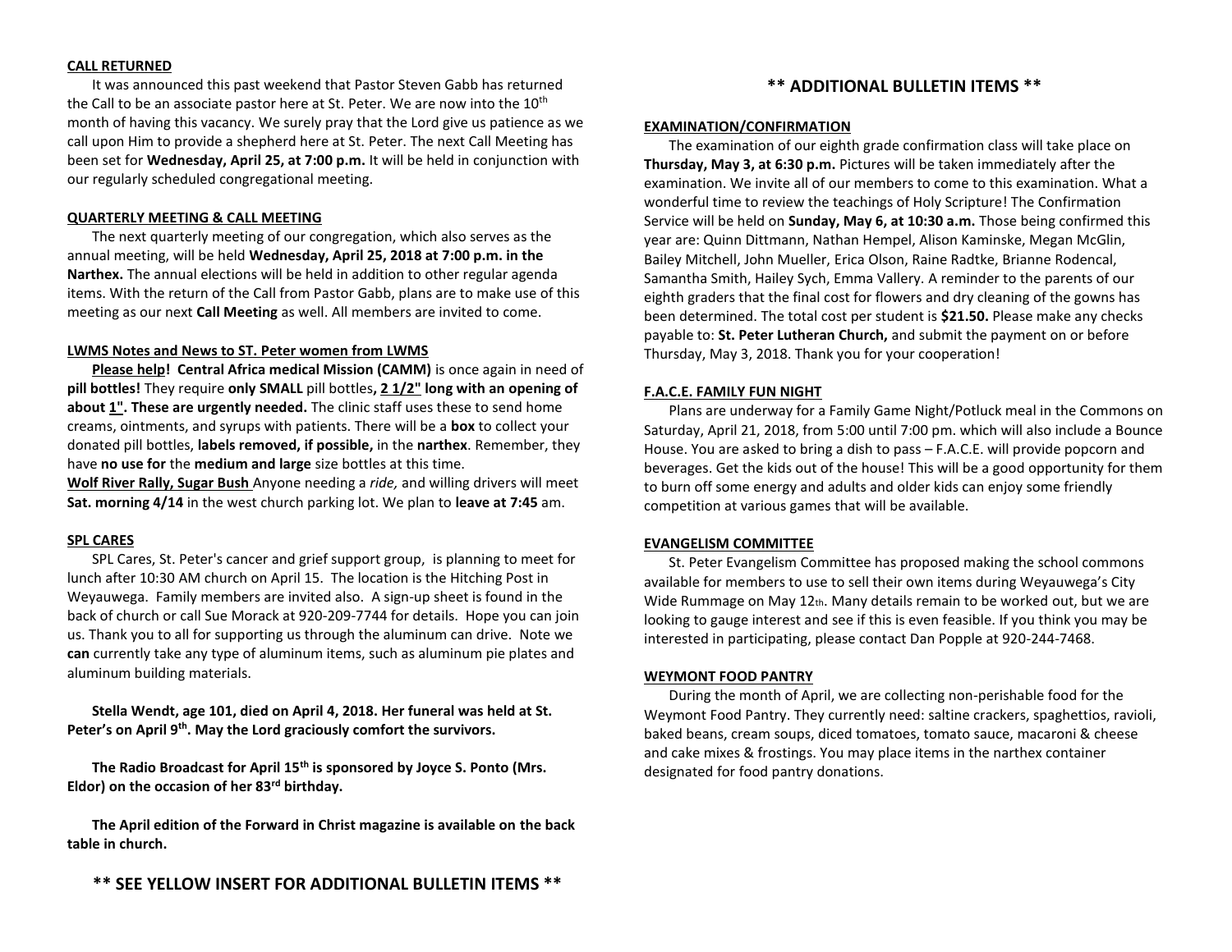**CALL RETURNED**

It was announced this past weekend that Pastor Steven Gabb has returned the Call to be an associate pastor here at St. Peter. We are now into the 10th month of having this vacancy. We surely pray that the Lord give us patience as we call upon Him to provide a shepherd here at St. Peter. The next Call Meeting has been set for **Wednesday, April 25, at 7:00 p.m.** It will be held in conjunction with our regularly scheduled congregational meeting.

**QUARTERLY MEETING & CALL MEETING**

The next quarterly meeting of our congregation, which also serves as the annual meeting, will be held **Wednesday, April 25, 2018 at 7:00 p.m. in the Narthex.** The annual elections will be held in addition to other regular agenda items. With the return of the Call from Pastor Gabb, plans are to make use of this meeting as our next **Call Meeting** as well. All members are invited to come.

**LWMS Notes and News to ST. Peter women from LWMS**

**Please help! Central Africa medical Mission (CAMM)** is once again in need of **pill bottles!** They require **only SMALL** pill bottles**, 2 1/2" long with an opening of about 1". These are urgently needed.** The clinic staff uses these to send home creams, ointments, and syrups with patients. There will be a **box** to collect your donated pill bottles, **labels removed, if possible,** in the **narthex**. Remember, they have **no use for** the **medium and large** size bottles at this time.

**Wolf River Rally, Sugar Bush** Anyone needing a *ride,* and willing drivers will meet **Sat. morning 4/14** in the west church parking lot. We plan to **leave at 7:45** am.

**SPL CARES**

SPL Cares, St. Peter's cancer and grief support group, is planning to meet for lunch after 10:30 AM church on April 15. The location is the Hitching Post in Weyauwega. Family members are invited also. A sign-up sheet is found in the back of church or call Sue Morack at 920-209-7744 for details. Hope you can join us. Thank you to all for supporting us through the aluminum can drive. Note we **can** currently take any type of aluminum items, such as aluminum pie plates and aluminum building materials.

**Stella Wendt, age 101, died on April 4, 2018. Her funeral was held at St. Peter's on April 9th. May the Lord graciously comfort the survivors.**

**The Radio Broadcast for April 15th is sponsored by Joyce S. Ponto (Mrs. Eldor) on the occasion of her 83rd birthday.**

**The April edition of the Forward in Christ magazine is available on the back table in church.**

## ** SEE YELLOW INSERT FOR ADDITIONAL BULLETIN ITEMS **

## ** ADDITIONAL BULLETIN ITEMS **

**EXAMINATION/CONFIRMATION**

The examination of our eighth grade confirmation class will take place on **Thursday, May 3, at 6:30 p.m.** Pictures will be taken immediately after the examination. We invite all of our members to come to this examination. What a wonderful time to review the teachings of Holy Scripture! The Confirmation Service will be held on **Sunday, May 6, at 10:30 a.m.** Those being confirmed this year are: Quinn Dittmann, Nathan Hempel, Alison Kaminske, Megan McGlin, Bailey Mitchell, John Mueller, Erica Olson, Raine Radtke, Brianne Rodencal, Samantha Smith, Hailey Sych, Emma Vallery. A reminder to the parents of our eighth graders that the final cost for flowers and dry cleaning of the gowns has been determined. The total cost per student is **$21.50.** Please make any checks payable to: **St. Peter Lutheran Church,** and submit the payment on or before Thursday, May 3, 2018. Thank you for your cooperation!

**F.A.C.E. FAMILY FUN NIGHT**

Plans are underway for a Family Game Night/Potluck meal in the Commons on Saturday, April 21, 2018, from 5:00 until 7:00 pm. which will also include a Bounce House. You are asked to bring a dish to pass – F.A.C.E. will provide popcorn and beverages. Get the kids out of the house! This will be a good opportunity for them to burn off some energy and adults and older kids can enjoy some friendly competition at various games that will be available.

**EVANGELISM COMMITTEE**

St. Peter Evangelism Committee has proposed making the school commons available for members to use to sell their own items during Weyauwega's City Wide Rummage on May 12th. Many details remain to be worked out, but we are looking to gauge interest and see if this is even feasible. If you think you may be interested in participating, please contact Dan Popple at 920-244-7468.

**WEYMONT FOOD PANTRY**

During the month of April, we are collecting non-perishable food for the Weymont Food Pantry. They currently need: saltine crackers, spaghettios, ravioli, baked beans, cream soups, diced tomatoes, tomato sauce, macaroni & cheese and cake mixes & frostings. You may place items in the narthex container designated for food pantry donations.